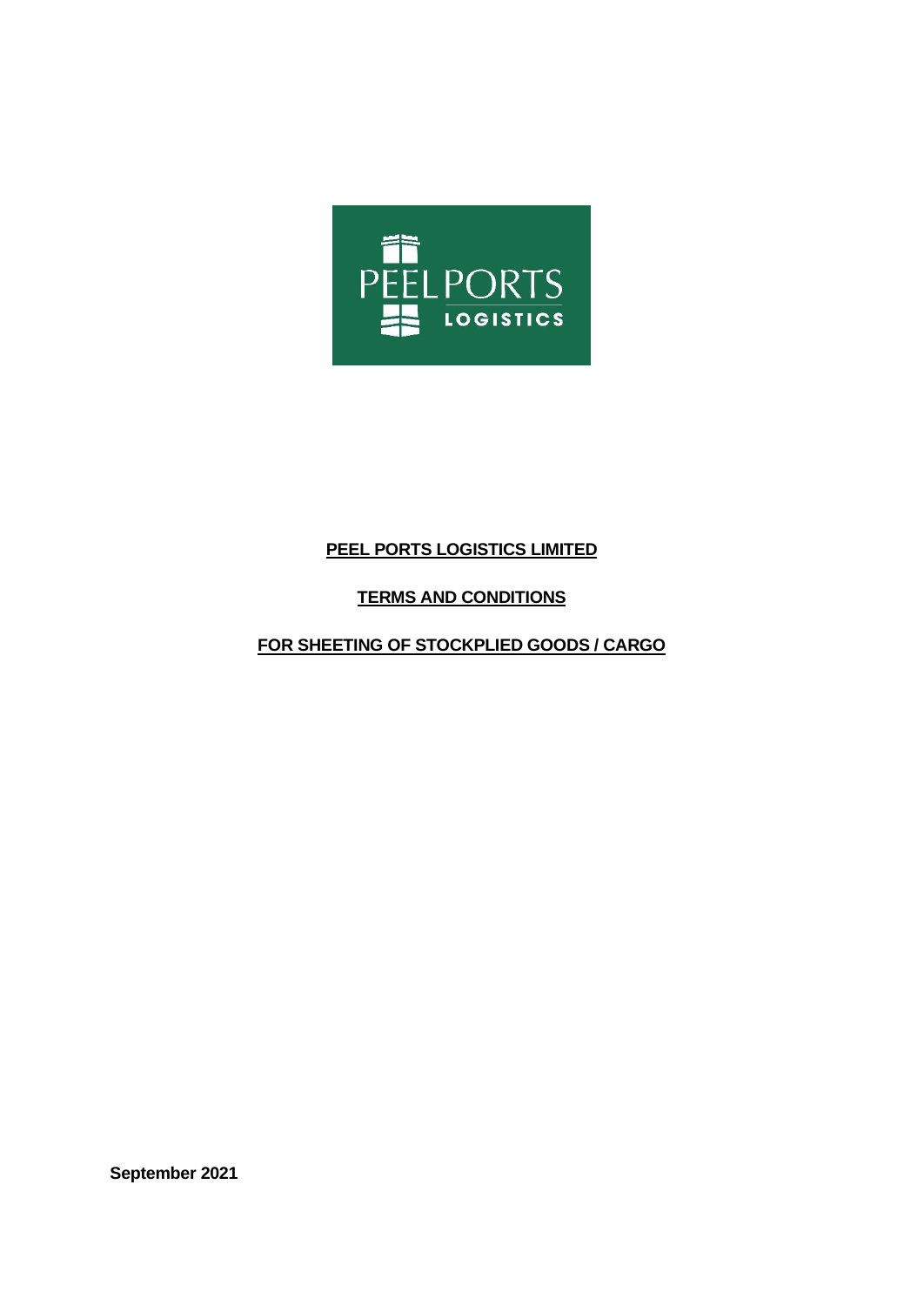**PEEL PORTS LOGISTICS LIMITED**

**TERMS AND CONDITIONS**

**FOR SHEETING OF STOCKPLIED GOODS / CARGO**

**September 2021**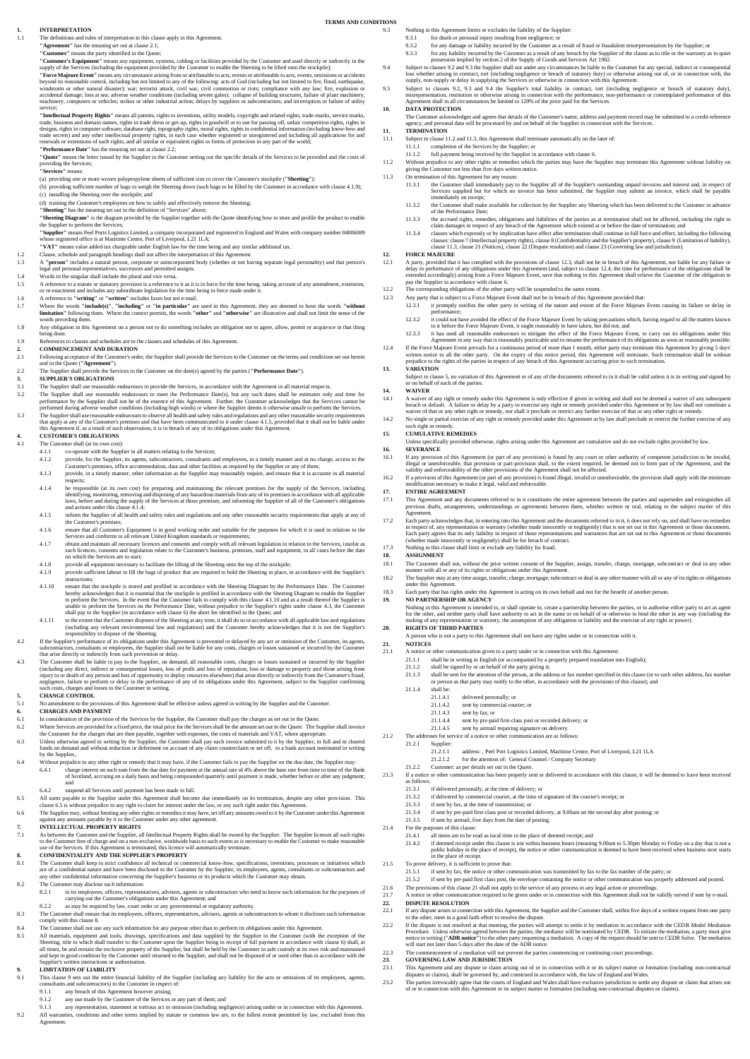# TERMS AND CONDITIONS

## 1. INTERPRETATION

1.1 The definitions and rules of interpretation in this clause apply in this Agreement.

**"Agreement"** has the meaning set out at clause 2.1;

**"Customer"** means the party identified in the Quote;

**"Customer's Equipment"** means any equipment, systems, cabling or facilities provided by the Customer and used directly or indirectly in the supply of the Services (including the equipment provided by the Customer to enable the Sheeting to be lifted onto the stockpile);

**"Force Majeure Event"** means any circumstance arising from or attributable to acts, events or attributable to acts, events, omissions or accidents beyond its reasonable control, including but not limited to any of the following: acts of God (including but not limited to fire, flood, earthquake, windstorm or other natural disaster); war; terrorist attack, civil war, civil commotion or riots; compliance with any law; fire, explosion or accidental damage; loss at sea; adverse weather conditions (including severe gales); collapse of building structures, failure of plant machinery, machinery, computers or vehicles; strikes or other industrial action; delays by suppliers or subcontractors; and interruption or failure of utility service;

**"Intellectual Property Rights"** means all patents, rights to inventions, utility models, copyright and related rights, trade-marks, service marks, trade, business and domain names, rights in trade dress or get-up, rights in goodwill or to sue for passing off, unfair competition rights, rights in designs, rights in computer software, database right, topography rights, moral rights, rights in confidential information (including know-how and trade secrets) and any other intellectual property rights, in each case whether registered or unregistered and including all applications for and renewals or extensions of such rights, and all similar or equivalent rights or forms of protection in any part of the world;

**"Performance Date"** has the meaning set out at clause 2.2;

**"Quote"** means the letter issued by the Supplier to the Customer setting out the specific details of the Services to be provided and the costs of providing the Services;

**"Services"** means:

(a) providing one or more woven polypropylene sheets of sufficient size to cover the Customer's stockpile (**"Sheeting"**);

(b) providing sufficient number of bags to weigh the Sheeting down (such bags to be filled by the Customer in accordance with clause 4.1.9);

(c) installing the Sheeting over the stockpile; and

(d) training the Customer's employees on how to safely and effectively remove the Sheeting;

**"Sheeting"** has the meaning set out in the definition of "Services" above;

**"Sheeting Diagram"** is the diagram provided by the Supplier together with the Quote identifying how to store and profile the product to enable the Supplier to perform the Services;

**"Supplier"** means Peel Ports Logistics Limited, a company incorporated and registered in England and Wales with company number 04006089 whose registered office is at Maritime Centre, Port of Liverpool, L21 1LA;

**"VAT"** means value added tax chargeable under English law for the time being and any similar additional tax.

1.2 Clause, schedule and paragraph headings shall not affect the interpretation of this Agreement.

1.3 A **"person"** includes a natural person, corporate or unincorporated body (whether or not having separate legal personality) and that person's legal and personal representatives, successors and permitted assigns.

1.4 Words in the singular shall include the plural and vice versa.

1.5 A reference to a statute or statutory provision is a reference to it as it is in force for the time being, taking account of any amendment, extension, or re-enactment and includes any subordinate legislation for the time being in force made under it.

1.6 A reference to **"writing"** or **"written"** includes faxes but not e-mail.

1.7 Where the words **"include(s)"**, **"including"** or **"in particular"** are used in this Agreement, they are deemed to have the words **"without limitation"** following them. Where the context permits, the words **"other"** and **"otherwise"** are illustrative and shall not limit the sense of the words preceding them.

1.8 Any obligation in this Agreement on a person not to do something includes an obligation not to agree, allow, permit or acquiesce in that thing being done.

1.9 References to clauses and schedules are to the clauses and schedules of this Agreement.

## 2. COMMENCEMENT AND DURATION

2.1 Following acceptance of the Customer's order, the Supplier shall provide the Services to the Customer on the terms and conditions set out herein and in the Quote (**"Agreement"**).

2.2 The Supplier shall provide the Services to the Customer on the date(s) agreed by the parties (**"Performance Date"**).

## 3. SUPPLIER'S OBLIGATIONS

3.1 The Supplier shall use reasonable endeavours to provide the Services, in accordance with the Agreement in all material respects.

3.2 The Supplier shall use reasonable endeavours to meet the Performance Date(s), but any such dates shall be estimates only and time for performance by the Supplier shall not be of the essence of this Agreement. Further, the Customer acknowledges that the Services cannot be performed during adverse weather conditions (including high winds) or where the Supplier deems it otherwise unsafe to perform the Services.

3.3 The Supplier shall use reasonable endeavours to observe all health and safety rules and regulations and any other reasonable security requirements that apply at any of the Customer's premises and that have been communicated to it under clause 4.1.5, provided that it shall not be liable under this Agreement if, as a result of such observation, it is in breach of any of its obligations under this Agreement.

## 4. CUSTOMER'S OBLIGATIONS

4.1 The Customer shall (at its own cost):

4.1.1 co-operate with the Supplier in all matters relating to the Services;

4.1.2 provide, for the Supplier, its agents, subcontractors, consultants and employees, in a timely manner and at no charge, access to the Customer's premises, office accommodation, data and other facilities as required by the Supplier or any of them;

4.1.3 provide, in a timely manner, other information as the Supplier may reasonably require, and ensure that it is accurate in all material respects;

4.1.4 be responsible (at its own cost) for preparing and maintaining the relevant premises for the supply of the Services, including identifying, monitoring, removing and disposing of any hazardous materials from any of its premises in accordance with all applicable laws, before and during the supply of the Services at those premises, and informing the Supplier of all of the Customer's obligations and actions under this clause 4.1.4;

4.1.5 inform the Supplier of all health and safety rules and regulations and any other reasonable security requirements that apply at any of the Customer's premises;

4.1.6 ensure that all Customer's Equipment is in good working order and suitable for the purposes for which it is used in relation to the Services and conforms to all relevant United Kingdom standards or requirements;

4.1.7 obtain and maintain all necessary licences and consents and comply with all relevant legislation in relation to the Services, insofar as such licences, consents and legislation relate to the Customer's business, premises, staff and equipment, in all cases before the date on which the Services are to start;

4.1.8 provide all equipment necessary to facilitate the lifting of the Sheeting onto the top of the stockpile;

4.1.9 provide sufficient labour to fill the bags of product that are required to hold the Sheeting in place, in accordance with the Supplier's instructions;

4.1.10 ensure that the stockpile is stored and profiled in accordance with the Sheeting Diagram by the Performance Date. The Customer hereby acknowledges that it is essential that the stockpile is profiled in accordance with the Sheeting Diagram to enable the Supplier to perform the Services. In the event that the Customer fails to comply with this clause 4.1.10 and as a result thereof the Supplier is unable to perform the Services on the Performance Date, without prejudice to the Supplier's rights under clause 4.3, the Customer shall pay to the Supplier (in accordance with clause 6) the abort fee identified in the Quote; and

4.1.11 to the extent that the Customer disposes of the Sheeting at any time, it shall do so in accordance with all applicable law and regulations (including any relevant environmental law and regulations) and the Customer hereby acknowledges that it is not the Supplier's responsibility to dispose of the Sheeting.

4.2 If the Supplier's performance of its obligations under this Agreement is prevented or delayed by any act or omission of the Customer, its agents, subcontractors, consultants or employees, the Supplier shall not be liable for any costs, charges or losses sustained or incurred by the Customer that arise directly or indirectly from such prevention or delay.

4.3 The Customer shall be liable to pay to the Supplier, on demand, all reasonable costs, charges or losses sustained or incurred by the Supplier (including any direct, indirect or consequential losses, loss of profit and loss of reputation, loss or damage to property and those arising from injury to or death of any person and loss of opportunity to deploy resources elsewhere) that arise directly or indirectly from the Customer's fraud, negligence, failure to perform or delay in the performance of any of its obligations under this Agreement, subject to the Supplier confirming such costs, charges and losses to the Customer in writing.

## 5. CHANGE CONTROL

5.1 No amendment to the provisions of this Agreement shall be effective unless agreed in writing by the Supplier and the Customer.

## 6. CHARGES AND PAYMENT

6.1 In consideration of the provision of the Services by the Supplier, the Customer shall pay the charges as set out in the Quote.

6.2 Where Services are provided for a fixed price, the total price for the Services shall be the amount set out in the Quote. The Supplier shall invoice the Customer for the charges that are then payable, together with expenses, the costs of materials and VAT, where appropriate.

6.3 Unless otherwise agreed in writing by the Supplier, the Customer shall pay each invoice submitted to it by the Supplier, in full and in cleared funds on demand and without reduction or deferment on account of any claim counterclaim or set off, to a bank account nominated in writing by the Supplier,.

6.4 Without prejudice to any other right or remedy that it may have, if the Customer fails to pay the Supplier on the due date, the Supplier may:

6.4.1 charge interest on such sum from the due date for payment at the annual rate of 4% above the base rate from time to time of the Bank of Scotland, accruing on a daily basis and being compounded quarterly until payment is made, whether before or after any judgment; and

6.4.2 suspend all Services until payment has been made in full.

6.5 All sums payable to the Supplier under this Agreement shall become due immediately on its termination, despite any other provision. This clause 6.5 is without prejudice to any right to claim for interest under the law, or any such right under this Agreement.

6.6 The Supplier may, without limiting any other rights or remedies it may have, set off any amounts owed to it by the Customer under this Agreement against any amounts payable by it to the Customer under any other agreement.

## 7. INTELLECTUAL PROPERTY RIGHTS

7.1 As between the Customer and the Supplier, all Intellectual Property Rights shall be owned by the Supplier. The Supplier licenses all such rights to the Customer free of charge and on a non-exclusive, worldwide basis to such extent as is necessary to enable the Customer to make reasonable use of the Services. If the Services is terminated, this licence will automatically terminate.

## 8. CONFIDENTIALITY AND THE SUPPLIER'S PROPERTY

8.1 The Customer shall keep in strict confidence all technical or commercial know-how, specifications, inventions, processes or initiatives which are of a confidential nature and have been disclosed to the Customer by the Supplier, its employees, agents, consultants or subcontractors and any other confidential information concerning the Supplier's business or its products which the Customer may obtain.

8.2 The Customer may disclose such information:

8.2.1 to its employees, officers, representatives, advisers, agents or subcontractors who need to know such information for the purposes of carrying out the Customer's obligations under this Agreement; and

8.2.2 as may be required by law, court order or any governmental or regulatory authority.

8.3 The Customer shall ensure that its employees, officers, representatives, advisers, agents or subcontractors to whom it discloses such information comply with this clause 8.

8.4 The Customer shall not use any such information for any purpose other than to perform its obligations under this Agreement.

8.5 All materials, equipment and tools, drawings, specifications and data supplied by the Supplier to the Customer (with the exception of the Sheeting, title to which shall transfer to the Customer upon the Supplier being in receipt of full payment in accordance with clause 6) shall, at all times, be and remain the exclusive property of the Supplier, but shall be held by the Customer in safe custody at its own risk and maintained and kept in good condition by the Customer until returned to the Supplier, and shall not be disposed of or used other than in accordance with the Supplier's written instructions or authorisation.

## 9. LIMITATION OF LIABILITY

9.1 This clause 9 sets out the entire financial liability of the Supplier (including any liability for the acts or omissions of its employees, agents, consultants and subcontractors) to the Customer in respect of:

9.1.1 any breach of this Agreement however arising;

9.1.2 any use made by the Customer of the Services or any part of them; and

9.1.3 any representation, statement or tortious act or omission (including negligence) arising under or in connection with this Agreement.

9.2 All warranties, conditions and other terms implied by statute or common law are, to the fullest extent permitted by law, excluded from this Agreement.

9.3 Nothing in this Agreement limits or excludes the liability of the Supplier:

9.3.1 for death or personal injury resulting from negligence; or

9.3.2 for any damage or liability incurred by the Customer as a result of fraud or fraudulent misrepresentation by the Supplier; or

9.3.3 for any liability incurred by the Customer as a result of any breach by the Supplier of the clause as to title or the warranty as to quiet possession implied by section 2 of the Supply of Goods and Services Act 1982.

9.4 Subject to clauses 9.2 and 9.3 the Supplier shall not under any circumstances be liable to the Customer for any special, indirect or consequential loss whether arising in contract, tort (including negligence or breach of statutory duty) or otherwise arising out of, or in connection with, the supply, non-supply or delay in supplying the Services or otherwise in connection with this Agreement.

9.5 Subject to clauses 9.2, 9.3 and 9.4 the Supplier's total liability in contract, tort (including negligence or breach of statutory duty), misrepresentation, restitution or otherwise arising in connection with the performance, non-performance or contemplated performance of this Agreement shall in all circumstances be limited to 120% of the price paid for the Services.

## 10. DATA PROTECTION

The Customer acknowledges and agrees that details of the Customer's name, address and payment record may be submitted to a credit reference agency, and personal data will be processed by and on behalf of the Supplier in connection with the Services.

## 11. TERMINATION

11.1 Subject to clause 11.2 and 11.3, this Agreement shall terminate automatically on the later of:

11.1.1 completion of the Services by the Supplier; or

11.1.2 full payment being received by the Supplier in accordance with clause 6.

11.2 Without prejudice to any other rights or remedies which the parties may have the Supplier may terminate this Agreement without liability on giving the Customer not less than five days written notice.

11.3 On termination of this Agreement for any reason:

11.3.1 the Customer shall immediately pay to the Supplier all of the Supplier's outstanding unpaid invoices and interest and, in respect of Services supplied but for which no invoice has been submitted, the Supplier may submit an invoice, which shall be payable immediately on receipt;

11.3.2 the Customer shall make available for collection by the Supplier any Sheeting which has been delivered to the Customer in advance of the Performance Date;

11.3.3 the accrued rights, remedies, obligations and liabilities of the parties as at termination shall not be affected, including the right to claim damages in respect of any breach of the Agreement which existed at or before the date of termination; and

11.3.4 clauses which expressly or by implication have effect after termination shall continue in full force and effect, including the following clauses: clause 7 (Intellectual property rights), clause 8 (Confidentiality and the Supplier's property), clause 9 (Limitation of liability), clause 11.3, clause 21 (Notices), clause 22 (Dispute resolution) and clause 23 (Governing law and jurisdiction).

## 12. FORCE MAJEURE

12.1 A party, provided that it has complied with the provisions of clause 12.3, shall not be in breach of this Agreement, nor liable for any failure or delay in performance of any obligations under this Agreement (and, subject to clause 12.4, the time for performance of the obligations shall be extended accordingly) arising from a Force Majeure Event, save that nothing in this Agreement shall relieve the Customer of the obligation to pay the Supplier in accordance with clause 6.

12.2 The corresponding obligations of the other party will be suspended to the same extent.

12.3 Any party that is subject to a Force Majeure Event shall not be in breach of this Agreement provided that:

12.3.1 it promptly notifies the other party in writing of the nature and extent of the Force Majeure Event causing its failure or delay in performance;

12.3.2 it could not have avoided the effect of the Force Majeure Event by taking precautions which, having regard to all the matters known to it before the Force Majeure Event, it ought reasonably to have taken, but did not; and

12.3.3 it has used all reasonable endeavours to mitigate the effect of the Force Majeure Event, to carry out its obligations under this Agreement in any way that is reasonably practicable and to resume the performance of its obligations as soon as reasonably possible.

12.4 If the Force Majeure Event prevails for a continuous period of more than 1 month, either party may terminate this Agreement by giving 5 days' written notice to all the other party. On the expiry of this notice period, this Agreement will terminate. Such termination shall be without prejudice to the rights of the parties in respect of any breach of this Agreement occurring prior to such termination.

## 13. VARIATION

Subject to clause 5, no variation of this Agreement or of any of the documents referred to in it shall be valid unless it is in writing and signed by or on behalf of each of the parties.

## 14. WAIVER

14.1 A waiver of any right or remedy under this Agreement is only effective if given in writing and shall not be deemed a waiver of any subsequent breach or default. A failure or delay by a party to exercise any right or remedy provided under this Agreement or by law shall not constitute a waiver of that or any other right or remedy, nor shall it preclude or restrict any further exercise of that or any other right or remedy.

14.2 No single or partial exercise of any right or remedy provided under this Agreement or by law shall preclude or restrict the further exercise of any such right or remedy.

## 15. CUMULATIVE REMEDIES

Unless specifically provided otherwise, rights arising under this Agreement are cumulative and do not exclude rights provided by law.

## 16. SEVERANCE

16.1 If any provision of this Agreement (or part of any provision) is found by any court or other authority of competent jurisdiction to be invalid, illegal or unenforceable, that provision or part-provision shall, to the extent required, be deemed not to form part of the Agreement, and the validity and enforceability of the other provisions of the Agreement shall not be affected.

16.2 If a provision of this Agreement (or part of any provision) is found illegal, invalid or unenforceable, the provision shall apply with the minimum modification necessary to make it legal, valid and enforceable.

## 17. ENTIRE AGREEMENT

17.1 This Agreement and any documents referred to in it constitutes the entire agreement between the parties and supersedes and extinguishes all previous drafts, arrangements, understandings or agreements between them, whether written or oral, relating to the subject matter of this Agreement.

17.2 Each party acknowledges that, in entering into this Agreement and the documents referred to in it, it does not rely on, and shall have no remedies in respect of, any representation or warranty (whether made innocently or negligently) that is not set out in this Agreement or those documents. Each party agrees that its only liability in respect of those representations and warranties that are set out in this Agreement or those documents (whether made innocently or negligently) shall be for breach of contract.

17.3 Nothing in this clause shall limit or exclude any liability for fraud.

## 18. ASSIGNMENT

18.1 The Customer shall not, without the prior written consent of the Supplier, assign, transfer, charge, mortgage, subcontract or deal in any other manner with all or any of its rights or obligations under this Agreement.

18.2 The Supplier may at any time assign, transfer, charge, mortgage, subcontract or deal in any other manner with all or any of its rights or obligations under this Agreement.

18.3 Each party that has rights under this Agreement is acting on its own behalf and not for the benefit of another person.

## 19. NO PARTNERSHIP OR AGENCY

Nothing in this Agreement is intended to, or shall operate to, create a partnership between the parties, or to authorise either party to act as agent for the other, and neither party shall have authority to act in the name or on behalf of or otherwise to bind the other in any way (including the making of any representation or warranty, the assumption of any obligation or liability and the exercise of any right or power).

## 20. RIGHTS OF THIRD PARTIES

A person who is not a party to this Agreement shall not have any rights under or in connection with it.

## 21. NOTICES

21.1 A notice or other communication given to a party under or in connection with this Agreement:

21.1.1 shall be in writing in English (or accompanied by a properly prepared translation into English);

21.1.2 shall be signed by or on behalf of the party giving it;

21.1.3 shall be sent for the attention of the person, at the address or fax number specified in this clause (or to such other address, fax number or person as that party may notify to the other, in accordance with the provisions of this clause); and

21.1.4 shall be:

21.1.4.1 delivered personally; or

21.1.4.2 sent by commercial courier; or

21.1.4.3 sent by fax; or

21.1.4.4 sent by pre-paid first-class post or recorded delivery; or

21.1.4.5 sent by airmail requiring signature on delivery.

21.2 The addresses for service of a notice or other communication are as follows:

21.2.1 Supplier:

21.2.1.1 address: , Peel Port Logistics Limited, Maritime Centre, Port of Liverpool, L21 1LA

21.2.1.2 for the attention of: General Counsel / Company Secretary

21.2.2 Customer: as per details set out in the Quote.

21.3 If a notice or other communication has been properly sent or delivered in accordance with this clause, it will be deemed to have been received as follows:

21.3.1 if delivered personally, at the time of delivery; or

21.3.2 if delivered by commercial courier, at the time of signature of the courier's receipt; or

21.3.3 if sent by fax, at the time of transmission; or

21.3.4 if sent by pre-paid first-class post or recorded delivery, at 9.00am on the second day after posting; or

21.3.5 if sent by airmail, five days from the date of posting.

21.4 For the purposes of this clause:

21.4.1 all times are to be read as local time in the place of deemed receipt; and

21.4.2 if deemed receipt under this clause is not within business hours (meaning 9.00am to 5.30pm Monday to Friday on a day that is not a public holiday in the place of receipt), the notice or other communication is deemed to have been received when business next starts in the place of receipt.

21.5 To prove delivery, it is sufficient to prove that:

21.5.1 if sent by fax, the notice or other communication was transmitted by fax to the fax number of the party; or

21.5.2 if sent by pre-paid first class post, the envelope containing the notice or other communication was properly addressed and posted.

21.6 The provisions of this clause 21 shall not apply to the service of any process in any legal action or proceedings.

21.7 A notice or other communication required to be given under or in connection with this Agreement shall not be validly served if sent by e-mail.

## 22. DISPUTE RESOLUTION

22.1 If any dispute arises in connection with this Agreement, the Supplier and the Customer shall, within five days of a written request from one party to the other, meet in a good faith effort to resolve the dispute.

22.2 If the dispute is not resolved at that meeting, the parties will attempt to settle it by mediation in accordance with the CEDR Model Mediation Procedure. Unless otherwise agreed between the parties, the mediator will be nominated by CEDR. To initiate the mediation, a party must give notice in writing (**"ADR notice"**) to the other party requesting a mediation. A copy of the request should be sent to CEDR Solve. The mediation will start not later than 5 days after the date of the ADR notice.

22.3 The commencement of a mediation will not prevent the parties commencing or continuing court proceedings.

## 23. GOVERNING LAW AND JURISDICTION

23.1 This Agreement and any dispute or claim arising out of or in connection with it or its subject matter or formation (including non-contractual disputes or claims), shall be governed by, and construed in accordance with, the law of England and Wales.

23.2 The parties irrevocably agree that the courts of England and Wales shall have exclusive jurisdiction to settle any dispute or claim that arises out of or in connection with this Agreement or its subject matter or formation (including non-contractual disputes or claims).